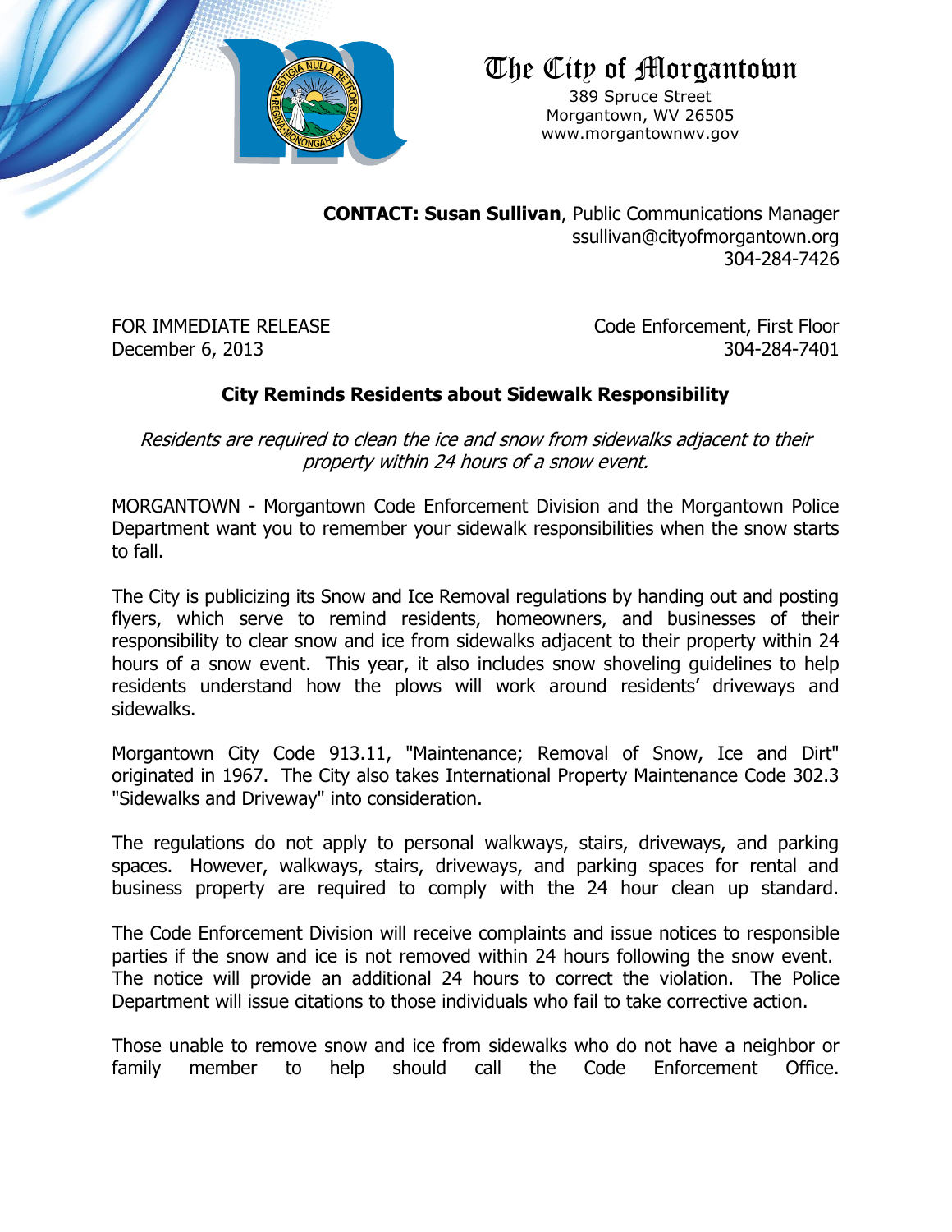# The City of Morgantown

389 Spruce Street
Morgantown, WV 26505
www.morgantownwv.gov

**CONTACT: Susan Sullivan**, Public Communications Manager
ssullivan@cityofmorgantown.org
304-284-7426

FOR IMMEDIATE RELEASE
December 6, 2013

Code Enforcement, First Floor
304-284-7401

## City Reminds Residents about Sidewalk Responsibility

*Residents are required to clean the ice and snow from sidewalks adjacent to their property within 24 hours of a snow event.*

MORGANTOWN - Morgantown Code Enforcement Division and the Morgantown Police Department want you to remember your sidewalk responsibilities when the snow starts to fall.

The City is publicizing its Snow and Ice Removal regulations by handing out and posting flyers, which serve to remind residents, homeowners, and businesses of their responsibility to clear snow and ice from sidewalks adjacent to their property within 24 hours of a snow event. This year, it also includes snow shoveling guidelines to help residents understand how the plows will work around residents' driveways and sidewalks.

Morgantown City Code 913.11, "Maintenance; Removal of Snow, Ice and Dirt" originated in 1967. The City also takes International Property Maintenance Code 302.3 "Sidewalks and Driveway" into consideration.

The regulations do not apply to personal walkways, stairs, driveways, and parking spaces. However, walkways, stairs, driveways, and parking spaces for rental and business property are required to comply with the 24 hour clean up standard.

The Code Enforcement Division will receive complaints and issue notices to responsible parties if the snow and ice is not removed within 24 hours following the snow event. The notice will provide an additional 24 hours to correct the violation. The Police Department will issue citations to those individuals who fail to take corrective action.

Those unable to remove snow and ice from sidewalks who do not have a neighbor or family member to help should call the Code Enforcement Office.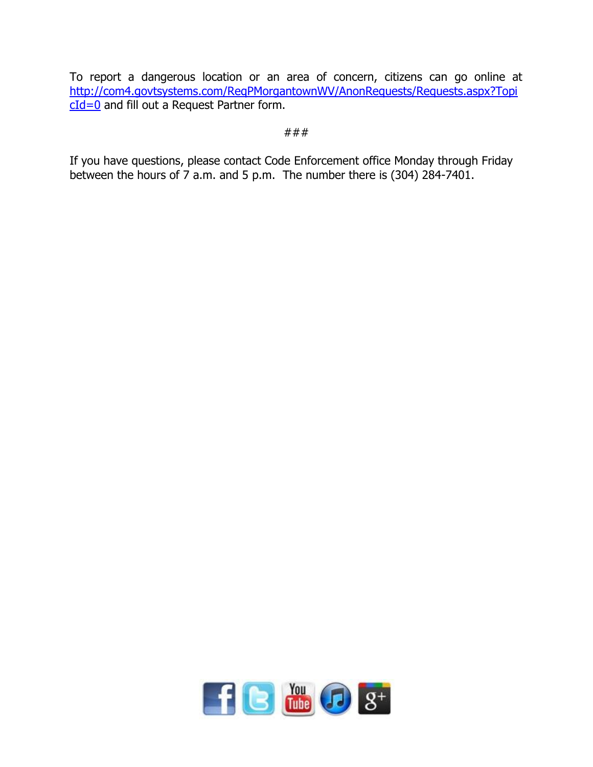To report a dangerous location or an area of concern, citizens can go online at http://com4.govtsystems.com/ReqPMorgantownWV/AnonRequests/Requests.aspx?TopicId=0 and fill out a Request Partner form.

###

If you have questions, please contact Code Enforcement office Monday through Friday between the hours of 7 a.m. and 5 p.m. The number there is (304) 284-7401.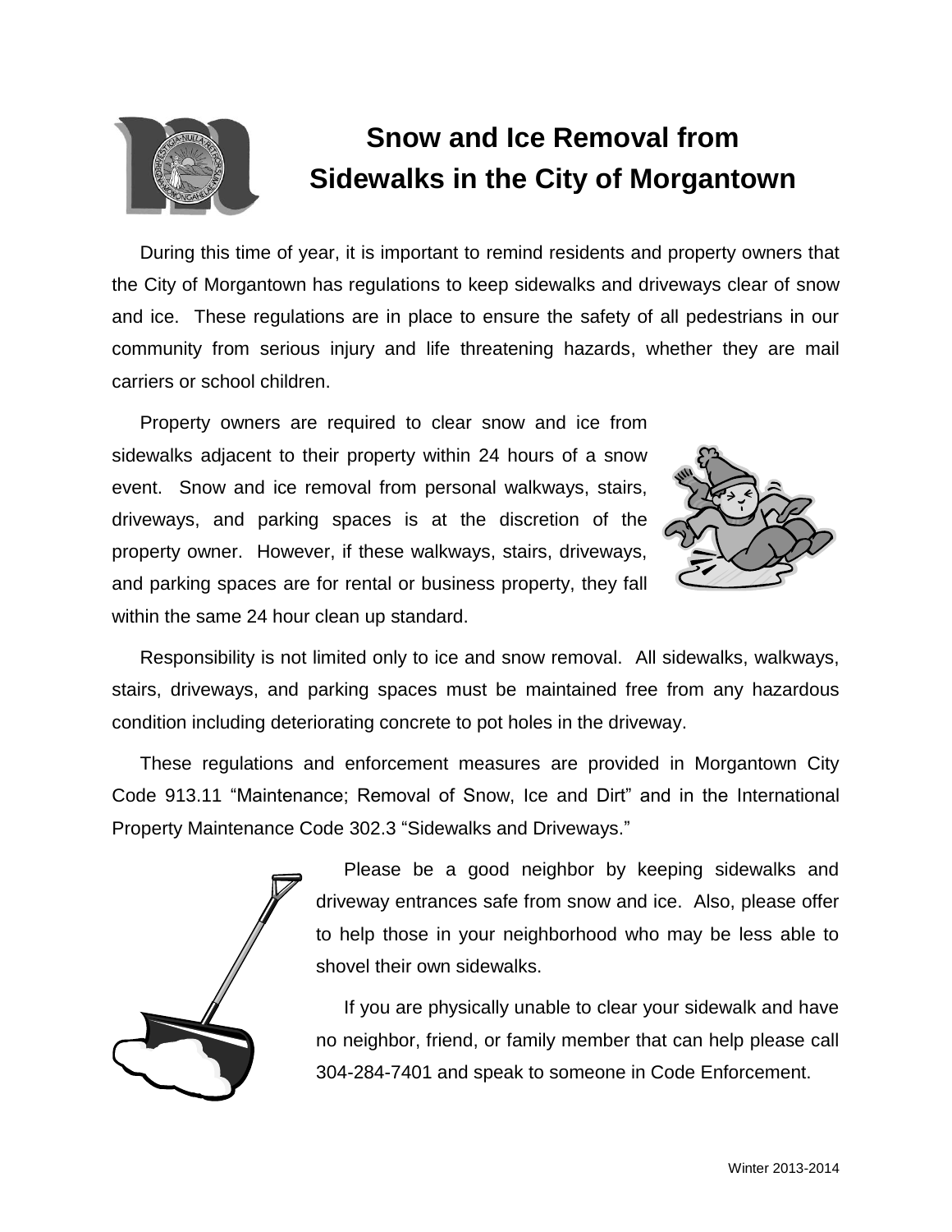# Snow and Ice Removal from Sidewalks in the City of Morgantown

During this time of year, it is important to remind residents and property owners that the City of Morgantown has regulations to keep sidewalks and driveways clear of snow and ice. These regulations are in place to ensure the safety of all pedestrians in our community from serious injury and life threatening hazards, whether they are mail carriers or school children.

Property owners are required to clear snow and ice from sidewalks adjacent to their property within 24 hours of a snow event. Snow and ice removal from personal walkways, stairs, driveways, and parking spaces is at the discretion of the property owner. However, if these walkways, stairs, driveways, and parking spaces are for rental or business property, they fall within the same 24 hour clean up standard.

Responsibility is not limited only to ice and snow removal. All sidewalks, walkways, stairs, driveways, and parking spaces must be maintained free from any hazardous condition including deteriorating concrete to pot holes in the driveway.

These regulations and enforcement measures are provided in Morgantown City Code 913.11 "Maintenance; Removal of Snow, Ice and Dirt" and in the International Property Maintenance Code 302.3 "Sidewalks and Driveways."

Please be a good neighbor by keeping sidewalks and driveway entrances safe from snow and ice. Also, please offer to help those in your neighborhood who may be less able to shovel their own sidewalks.

If you are physically unable to clear your sidewalk and have no neighbor, friend, or family member that can help please call 304-284-7401 and speak to someone in Code Enforcement.

Winter 2013-2014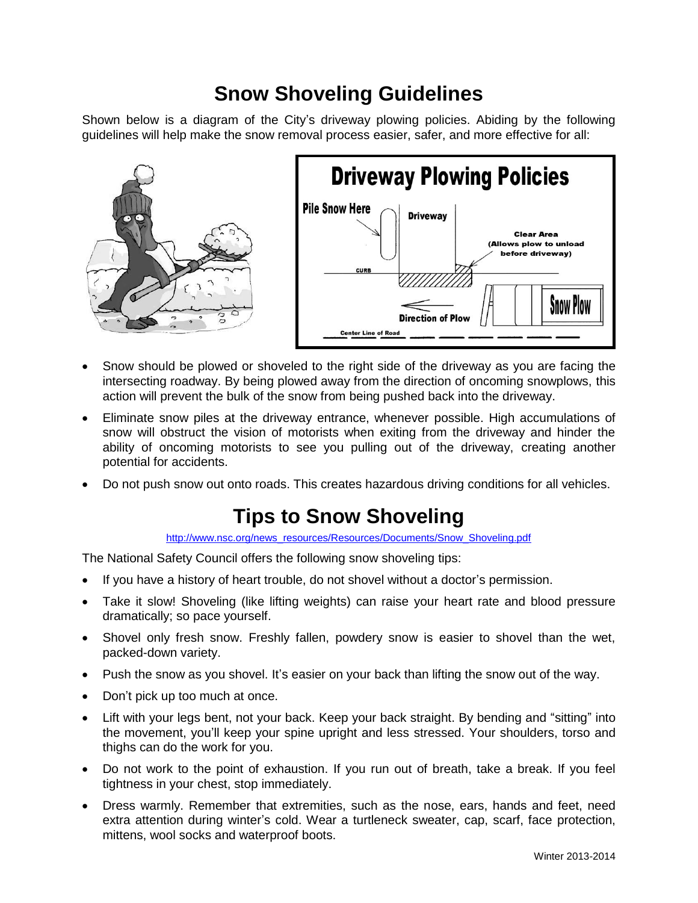# Snow Shoveling Guidelines

Shown below is a diagram of the City's driveway plowing policies. Abiding by the following guidelines will help make the snow removal process easier, safer, and more effective for all:

Driveway Plowing Policies

Pile Snow Here

Driveway

Clear Area (Allows plow to unload before driveway)

CURB

Snow Plow

Direction of Plow

Center Line of Road

- Snow should be plowed or shoveled to the right side of the driveway as you are facing the intersecting roadway. By being plowed away from the direction of oncoming snowplows, this action will prevent the bulk of the snow from being pushed back into the driveway.
- Eliminate snow piles at the driveway entrance, whenever possible. High accumulations of snow will obstruct the vision of motorists when exiting from the driveway and hinder the ability of oncoming motorists to see you pulling out of the driveway, creating another potential for accidents.
- Do not push snow out onto roads. This creates hazardous driving conditions for all vehicles.

# Tips to Snow Shoveling

http://www.nsc.org/news_resources/Resources/Documents/Snow_Shoveling.pdf

The National Safety Council offers the following snow shoveling tips:

- If you have a history of heart trouble, do not shovel without a doctor's permission.
- Take it slow! Shoveling (like lifting weights) can raise your heart rate and blood pressure dramatically; so pace yourself.
- Shovel only fresh snow. Freshly fallen, powdery snow is easier to shovel than the wet, packed-down variety.
- Push the snow as you shovel. It's easier on your back than lifting the snow out of the way.
- Don't pick up too much at once.
- Lift with your legs bent, not your back. Keep your back straight. By bending and "sitting" into the movement, you'll keep your spine upright and less stressed. Your shoulders, torso and thighs can do the work for you.
- Do not work to the point of exhaustion. If you run out of breath, take a break. If you feel tightness in your chest, stop immediately.
- Dress warmly. Remember that extremities, such as the nose, ears, hands and feet, need extra attention during winter's cold. Wear a turtleneck sweater, cap, scarf, face protection, mittens, wool socks and waterproof boots.